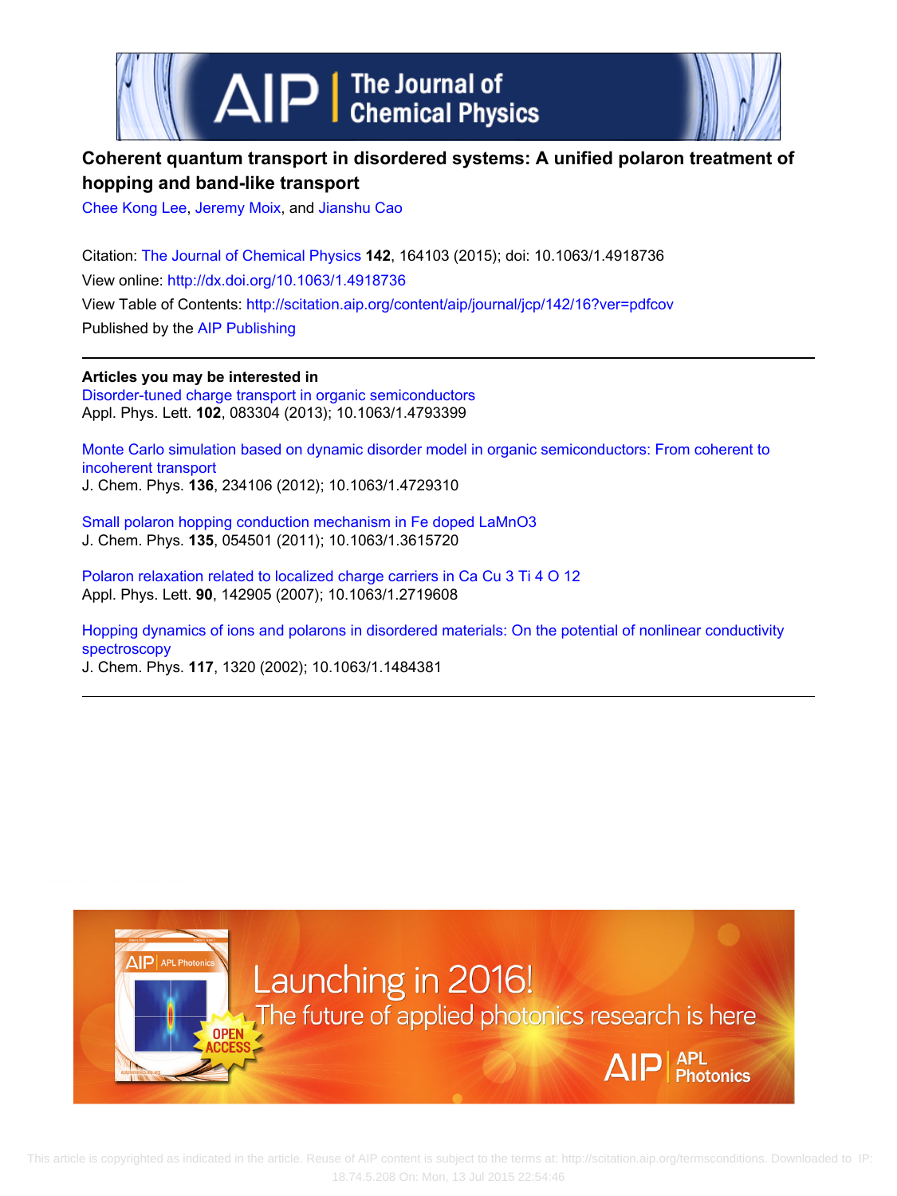# Coherent quantum transport in disordered systems: A unified polaron treatment of hopping and band-like transport

Chee Kong Lee, Jeremy Moix, and Jianshu Cao

Citation: The Journal of Chemical Physics **142**, 164103 (2015); doi: 10.1063/1.4918736

View online: http://dx.doi.org/10.1063/1.4918736

View Table of Contents: http://scitation.aip.org/content/aip/journal/jcp/142/16?ver=pdfcov

Published by the AIP Publishing

---

**Articles you may be interested in**

Disorder-tuned charge transport in organic semiconductors
Appl. Phys. Lett. **102**, 083304 (2013); 10.1063/1.4793399

Monte Carlo simulation based on dynamic disorder model in organic semiconductors: From coherent to incoherent transport
J. Chem. Phys. **136**, 234106 (2012); 10.1063/1.4729310

Small polaron hopping conduction mechanism in Fe doped LaMnO3
J. Chem. Phys. **135**, 054501 (2011); 10.1063/1.3615720

Polaron relaxation related to localized charge carriers in Ca Cu 3 Ti 4 O 12
Appl. Phys. Lett. **90**, 142905 (2007); 10.1063/1.2719608

Hopping dynamics of ions and polarons in disordered materials: On the potential of nonlinear conductivity spectroscopy
J. Chem. Phys. **117**, 1320 (2002); 10.1063/1.1484381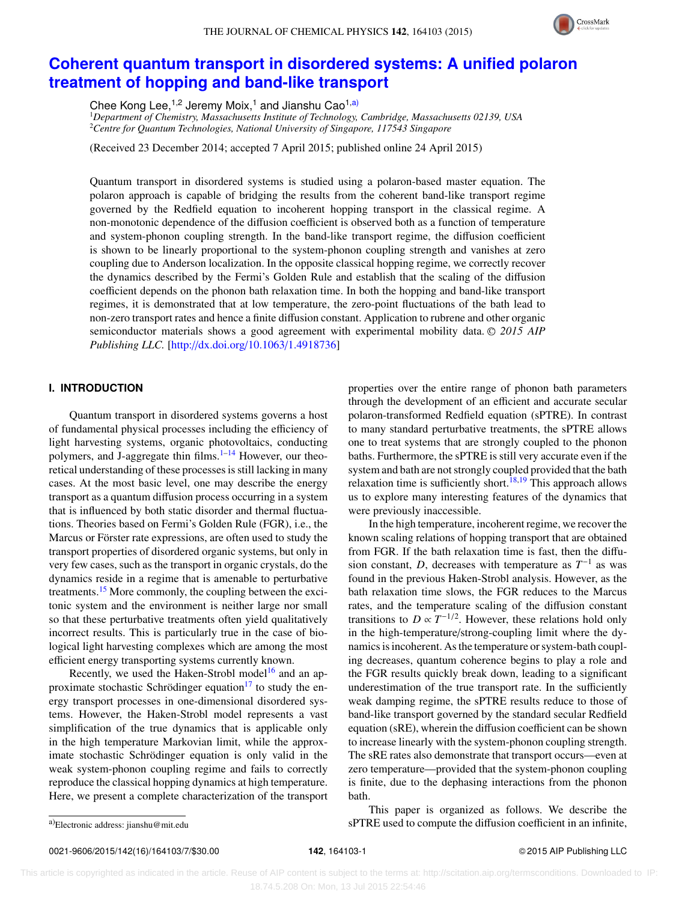# Coherent quantum transport in disordered systems: A unified polaron treatment of hopping and band-like transport

Chee Kong Lee,[1,2] Jeremy Moix,[1] and Jianshu Cao[1,a)]

[1]Department of Chemistry, Massachusetts Institute of Technology, Cambridge, Massachusetts 02139, USA
[2]Centre for Quantum Technologies, National University of Singapore, 117543 Singapore

(Received 23 December 2014; accepted 7 April 2015; published online 24 April 2015)

Quantum transport in disordered systems is studied using a polaron-based master equation. The polaron approach is capable of bridging the results from the coherent band-like transport regime governed by the Redfield equation to incoherent hopping transport in the classical regime. A non-monotonic dependence of the diffusion coefficient is observed both as a function of temperature and system-phonon coupling strength. In the band-like transport regime, the diffusion coefficient is shown to be linearly proportional to the system-phonon coupling strength and vanishes at zero coupling due to Anderson localization. In the opposite classical hopping regime, we correctly recover the dynamics described by the Fermi's Golden Rule and establish that the scaling of the diffusion coefficient depends on the phonon bath relaxation time. In both the hopping and band-like transport regimes, it is demonstrated that at low temperature, the zero-point fluctuations of the bath lead to non-zero transport rates and hence a finite diffusion constant. Application to rubrene and other organic semiconductor materials shows a good agreement with experimental mobility data. © *2015 AIP Publishing LLC.* [http://dx.doi.org/10.1063/1.4918736]

## I. INTRODUCTION

Quantum transport in disordered systems governs a host of fundamental physical processes including the efficiency of light harvesting systems, organic photovoltaics, conducting polymers, and J-aggregate thin films.[1–14] However, our theoretical understanding of these processes is still lacking in many cases. At the most basic level, one may describe the energy transport as a quantum diffusion process occurring in a system that is influenced by both static disorder and thermal fluctuations. Theories based on Fermi's Golden Rule (FGR), i.e., the Marcus or Förster rate expressions, are often used to study the transport properties of disordered organic systems, but only in very few cases, such as the transport in organic crystals, do the dynamics reside in a regime that is amenable to perturbative treatments.[15] More commonly, the coupling between the excitonic system and the environment is neither large nor small so that these perturbative treatments often yield qualitatively incorrect results. This is particularly true in the case of biological light harvesting complexes which are among the most efficient energy transporting systems currently known.

Recently, we used the Haken-Strobl model[16] and an approximate stochastic Schrödinger equation[17] to study the energy transport processes in one-dimensional disordered systems. However, the Haken-Strobl model represents a vast simplification of the true dynamics that is applicable only in the high temperature Markovian limit, while the approximate stochastic Schrödinger equation is only valid in the weak system-phonon coupling regime and fails to correctly reproduce the classical hopping dynamics at high temperature. Here, we present a complete characterization of the transport properties over the entire range of phonon bath parameters through the development of an efficient and accurate secular polaron-transformed Redfield equation (sPTRE). In contrast to many standard perturbative treatments, the sPTRE allows one to treat systems that are strongly coupled to the phonon baths. Furthermore, the sPTRE is still very accurate even if the system and bath are not strongly coupled provided that the bath relaxation time is sufficiently short.[18,19] This approach allows us to explore many interesting features of the dynamics that were previously inaccessible.

In the high temperature, incoherent regime, we recover the known scaling relations of hopping transport that are obtained from FGR. If the bath relaxation time is fast, then the diffusion constant, $D$, decreases with temperature as $T^{-1}$ as was found in the previous Haken-Strobl analysis. However, as the bath relaxation time slows, the FGR reduces to the Marcus rates, and the temperature scaling of the diffusion constant transitions to $D \propto T^{-1/2}$. However, these relations hold only in the high-temperature/strong-coupling limit where the dynamics is incoherent. As the temperature or system-bath coupling decreases, quantum coherence begins to play a role and the FGR results quickly break down, leading to a significant underestimation of the true transport rate. In the sufficiently weak damping regime, the sPTRE results reduce to those of band-like transport governed by the standard secular Redfield equation (sRE), wherein the diffusion coefficient can be shown to increase linearly with the system-phonon coupling strength. The sRE rates also demonstrate that transport occurs—even at zero temperature—provided that the system-phonon coupling is finite, due to the dephasing interactions from the phonon bath.

This paper is organized as follows. We describe the sPTRE used to compute the diffusion coefficient in an infinite,

a)Electronic address: jianshu@mit.edu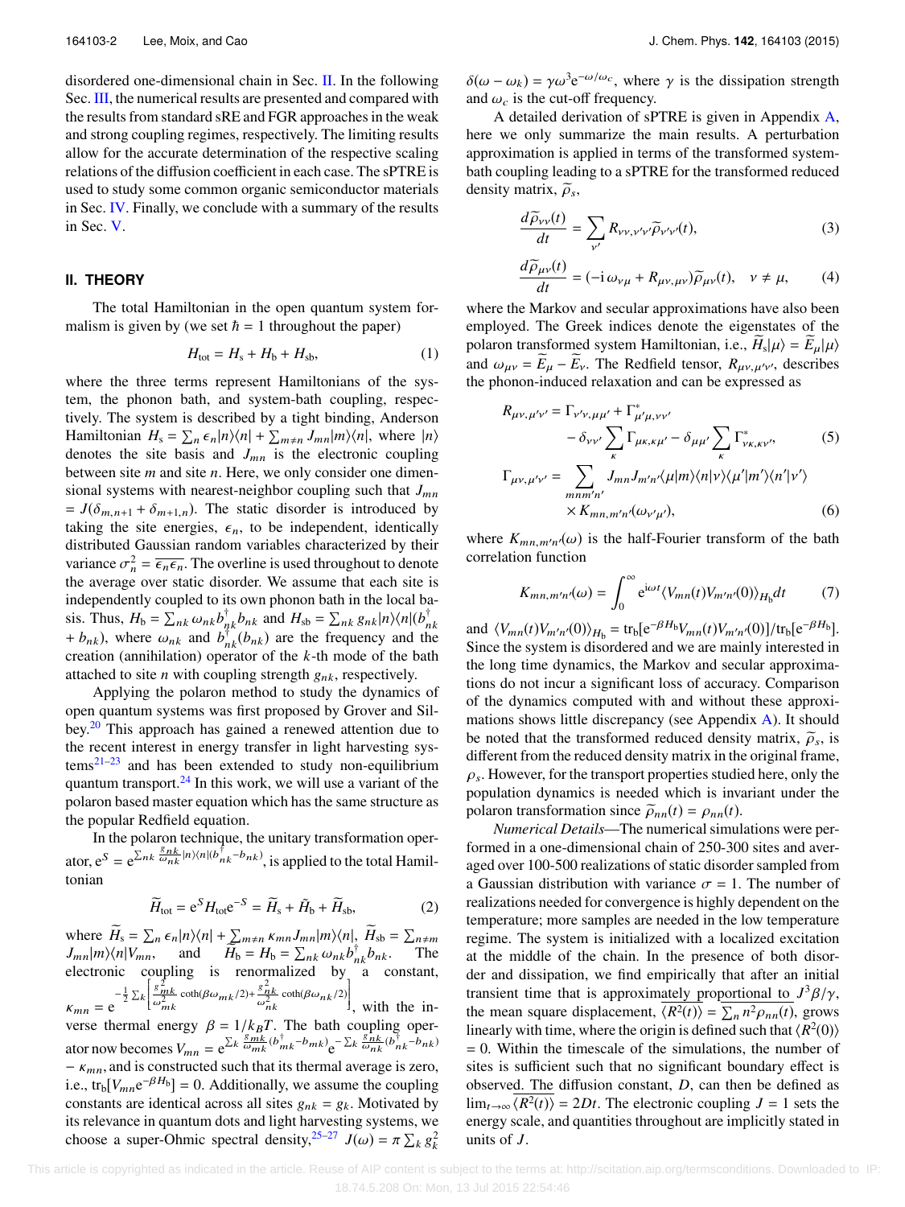disordered one-dimensional chain in Sec. II. In the following Sec. III, the numerical results are presented and compared with the results from standard sRE and FGR approaches in the weak and strong coupling regimes, respectively. The limiting results allow for the accurate determination of the respective scaling relations of the diffusion coefficient in each case. The sPTRE is used to study some common organic semiconductor materials in Sec. IV. Finally, we conclude with a summary of the results in Sec. V.

## II. THEORY

The total Hamiltonian in the open quantum system formalism is given by (we set $\hbar = 1$ throughout the paper)

$$H_{\rm tot} = H_{\rm s} + H_{\rm b} + H_{\rm sb}, \tag{1}$$

where the three terms represent Hamiltonians of the system, the phonon bath, and system-bath coupling, respectively. The system is described by a tight binding, Anderson Hamiltonian $H_{\rm s} = \sum_n \epsilon_n |n\rangle\langle n| + \sum_{m\neq n} J_{mn}|m\rangle\langle n|$, where $|n\rangle$ denotes the site basis and $J_{mn}$ is the electronic coupling between site $m$ and site $n$. Here, we only consider one dimensional systems with nearest-neighbor coupling such that $J_{mn} = J(\delta_{m,n+1} + \delta_{m+1,n})$. The static disorder is introduced by taking the site energies, $\epsilon_n$, to be independent, identically distributed Gaussian random variables characterized by their variance $\sigma_n^2 = \overline{\epsilon_n\epsilon_n}$. The overline is used throughout to denote the average over static disorder. We assume that each site is independently coupled to its own phonon bath in the local basis. Thus, $H_{\rm b} = \sum_{nk} \omega_{nk} b_{nk}^\dagger b_{nk}$ and $H_{\rm sb} = \sum_{nk} g_{nk}|n\rangle\langle n|(b_{nk}^\dagger + b_{nk})$, where $\omega_{nk}$ and $b_{nk}^\dagger(b_{nk})$ are the frequency and the creation (annihilation) operator of the $k$-th mode of the bath attached to site $n$ with coupling strength $g_{nk}$, respectively.

Applying the polaron method to study the dynamics of open quantum systems was first proposed by Grover and Silbey.[20] This approach has gained a renewed attention due to the recent interest in energy transfer in light harvesting systems[21–23] and has been extended to study non-equilibrium quantum transport.[24] In this work, we will use a variant of the polaron based master equation which has the same structure as the popular Redfield equation.

In the polaron technique, the unitary transformation operator, $e^S = e^{\sum_{nk}\frac{g_{nk}}{\omega_{nk}}|n\rangle\langle n|(b_{nk}^\dagger - b_{nk})}$, is applied to the total Hamiltonian

$$\widetilde{H}_{\rm tot} = e^S H_{\rm tot} e^{-S} = \widetilde{H}_{\rm s} + \tilde{H}_{\rm b} + \widetilde{H}_{\rm sb}, \tag{2}$$

where $\widetilde{H}_{\rm s} = \sum_n \epsilon_n|n\rangle\langle n| + \sum_{m\neq n}\kappa_{mn}J_{mn}|m\rangle\langle n|$, $\widetilde{H}_{\rm sb} = \sum_{n\neq m} J_{mn}|m\rangle\langle n|V_{mn}$, and $\widetilde{H}_{\rm b} = H_{\rm b} = \sum_{nk}\omega_{nk}b_{nk}^\dagger b_{nk}$. The electronic coupling is renormalized by a constant, $\kappa_{mn} = e^{-\frac{1}{2}\sum_k\left[\frac{g_{mk}^2}{\omega_{mk}^2}\coth(\beta\omega_{mk}/2) + \frac{g_{nk}^2}{\omega_{nk}^2}\coth(\beta\omega_{nk}/2)\right]}$, with the inverse thermal energy $\beta = 1/k_BT$. The bath coupling operator now becomes $V_{mn} = e^{\sum_k\frac{g_{mk}}{\omega_{mk}}(b_{mk}^\dagger - b_{mk})}e^{-\sum_k\frac{g_{nk}}{\omega_{nk}}(b_{nk}^\dagger - b_{nk})} - \kappa_{mn}$, and is constructed such that its thermal average is zero, i.e., ${\rm tr_b}[V_{mn}e^{-\beta H_{\rm b}}] = 0$. Additionally, we assume the coupling constants are identical across all sites $g_{nk} = g_k$. Motivated by its relevance in quantum dots and light harvesting systems, we choose a super-Ohmic spectral density,[25–27] $J(\omega) = \pi\sum_k g_k^2\,\delta(\omega - \omega_k) = \gamma\omega^3 e^{-\omega/\omega_c}$, where $\gamma$ is the dissipation strength and $\omega_c$ is the cut-off frequency.

A detailed derivation of sPTRE is given in Appendix A, here we only summarize the main results. A perturbation approximation is applied in terms of the transformed system-bath coupling leading to a sPTRE for the transformed reduced density matrix, $\widetilde{\rho}_s$,

$$\frac{d\widetilde{\rho}_{\nu\nu}(t)}{dt} = \sum_{\nu'} R_{\nu\nu,\nu'\nu'}\widetilde{\rho}_{\nu'\nu'}(t), \tag{3}$$

$$\frac{d\widetilde{\rho}_{\mu\nu}(t)}{dt} = (-{\rm i}\,\omega_{\nu\mu} + R_{\mu\nu,\mu\nu})\widetilde{\rho}_{\mu\nu}(t), \quad \nu\neq\mu, \tag{4}$$

where the Markov and secular approximations have also been employed. The Greek indices denote the eigenstates of the polaron transformed system Hamiltonian, i.e., $\widetilde{H}_{\rm s}|\mu\rangle = \widetilde{E}_\mu|\mu\rangle$ and $\omega_{\mu\nu} = \widetilde{E}_\mu - \widetilde{E}_\nu$. The Redfield tensor, $R_{\mu\nu,\mu'\nu'}$, describes the phonon-induced relaxation and can be expressed as

$$\begin{aligned} R_{\mu\nu,\mu'\nu'} &= \Gamma_{\nu'\nu,\mu\mu'} + \Gamma^*_{\mu'\mu,\nu\nu'} \\ &\quad - \delta_{\nu\nu'}\sum_\kappa \Gamma_{\mu\kappa,\kappa\mu'} - \delta_{\mu\mu'}\sum_\kappa \Gamma^*_{\nu\kappa,\kappa\nu'}, \end{aligned} \tag{5}$$

$$\begin{aligned} \Gamma_{\mu\nu,\mu'\nu'} &= \sum_{mnm'n'} J_{mn}J_{m'n'}\langle\mu|m\rangle\langle n|\nu\rangle\langle\mu'|m'\rangle\langle n'|\nu'\rangle \\ &\quad \times K_{mn,m'n'}(\omega_{\nu'\mu'}), \end{aligned} \tag{6}$$

where $K_{mn,m'n'}(\omega)$ is the half-Fourier transform of the bath correlation function

$$K_{mn,m'n'}(\omega) = \int_0^\infty e^{{\rm i}\omega t}\langle V_{mn}(t)V_{m'n'}(0)\rangle_{H_{\rm b}}dt \tag{7}$$

and $\langle V_{mn}(t)V_{m'n'}(0)\rangle_{H_{\rm b}} = {\rm tr_b}[e^{-\beta H_{\rm b}}V_{mn}(t)V_{m'n'}(0)]/{\rm tr_b}[e^{-\beta H_{\rm b}}]$. Since the system is disordered and we are mainly interested in the long time dynamics, the Markov and secular approximations do not incur a significant loss of accuracy. Comparison of the dynamics computed with and without these approximations shows little discrepancy (see Appendix A). It should be noted that the transformed reduced density matrix, $\widetilde{\rho}_s$, is different from the reduced density matrix in the original frame, $\rho_s$. However, for the transport properties studied here, only the population dynamics is needed which is invariant under the polaron transformation since $\widetilde{\rho}_{nn}(t) = \rho_{nn}(t)$.

*Numerical Details*—The numerical simulations were performed in a one-dimensional chain of 250-300 sites and averaged over 100-500 realizations of static disorder sampled from a Gaussian distribution with variance $\sigma = 1$. The number of realizations needed for convergence is highly dependent on the temperature; more samples are needed in the low temperature regime. The system is initialized with a localized excitation at the middle of the chain. In the presence of both disorder and dissipation, we find empirically that after an initial transient time that is approximately proportional to $J^3\beta/\gamma$, the mean square displacement, $\overline{\langle R^2(t)\rangle} = \sum_n n^2\rho_{nn}(t)$, grows linearly with time, where the origin is defined such that $\langle R^2(0)\rangle = 0$. Within the timescale of the simulations, the number of sites is sufficient such that no significant boundary effect is observed. The diffusion constant, $D$, can then be defined as $\lim_{t\to\infty}\overline{\langle R^2(t)\rangle} = 2Dt$. The electronic coupling $J = 1$ sets the energy scale, and quantities throughout are implicitly stated in units of $J$.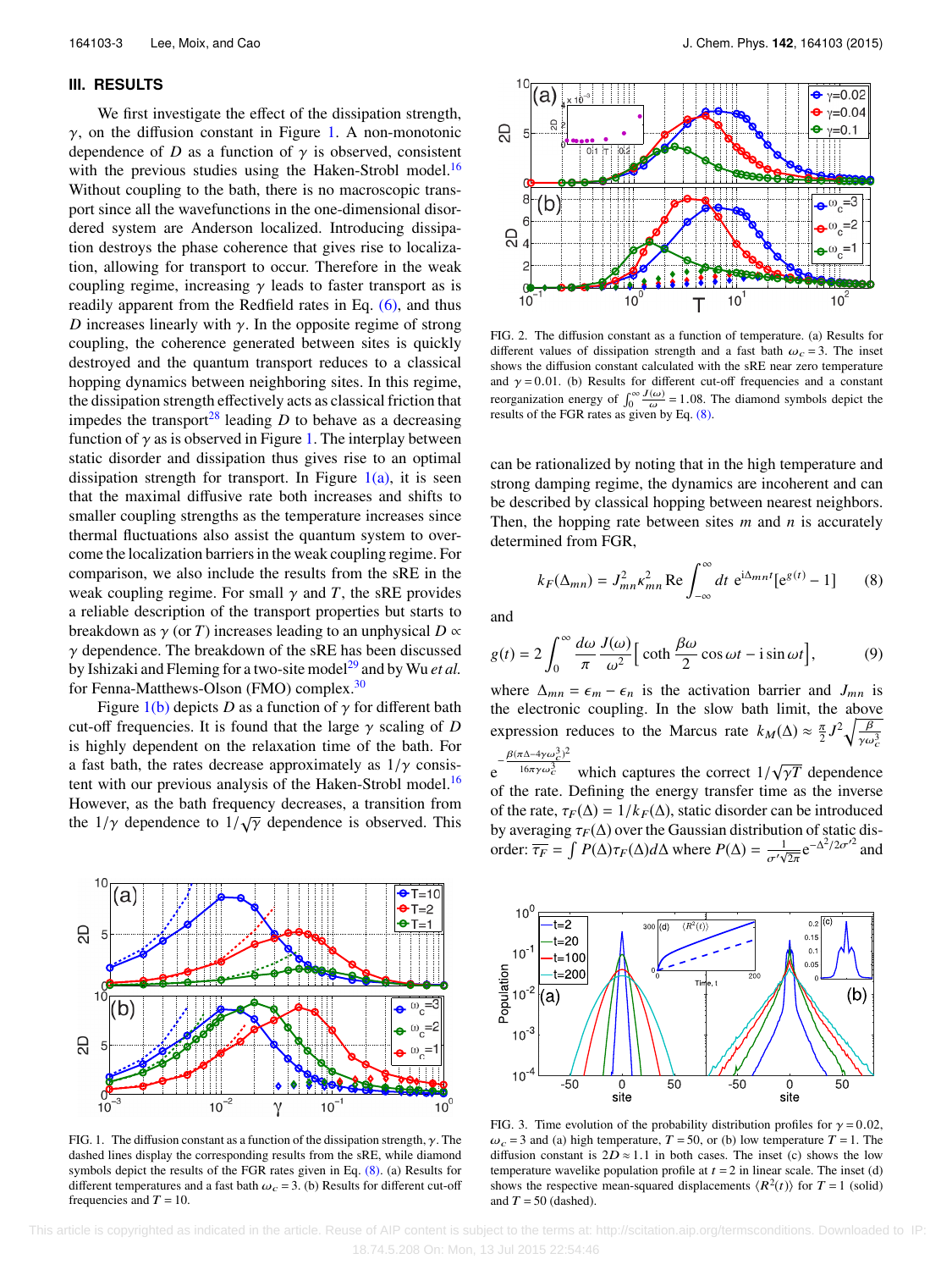## III. RESULTS

We first investigate the effect of the dissipation strength, $\gamma$, on the diffusion constant in Figure 1. A non-monotonic dependence of $D$ as a function of $\gamma$ is observed, consistent with the previous studies using the Haken-Strobl model.[16] Without coupling to the bath, there is no macroscopic transport since all the wavefunctions in the one-dimensional disordered system are Anderson localized. Introducing dissipation destroys the phase coherence that gives rise to localization, allowing for transport to occur. Therefore in the weak coupling regime, increasing $\gamma$ leads to faster transport as is readily apparent from the Redfield rates in Eq. (6), and thus $D$ increases linearly with $\gamma$. In the opposite regime of strong coupling, the coherence generated between sites is quickly destroyed and the quantum transport reduces to a classical hopping dynamics between neighboring sites. In this regime, the dissipation strength effectively acts as classical friction that impedes the transport[28] leading $D$ to behave as a decreasing function of $\gamma$ as is observed in Figure 1. The interplay between static disorder and dissipation thus gives rise to an optimal dissipation strength for transport. In Figure 1(a), it is seen that the maximal diffusive rate both increases and shifts to smaller coupling strengths as the temperature increases since thermal fluctuations also assist the quantum system to overcome the localization barriers in the weak coupling regime. For comparison, we also include the results from the sRE in the weak coupling regime. For small $\gamma$ and $T$, the sRE provides a reliable description of the transport properties but starts to breakdown as $\gamma$ (or $T$) increases leading to an unphysical $D \propto \gamma$ dependence. The breakdown of the sRE has been discussed by Ishizaki and Fleming for a two-site model[29] and by Wu *et al.* for Fenna-Matthews-Olson (FMO) complex.[30]

Figure 1(b) depicts $D$ as a function of $\gamma$ for different bath cut-off frequencies. It is found that the large $\gamma$ scaling of $D$ is highly dependent on the relaxation time of the bath. For a fast bath, the rates decrease approximately as $1/\gamma$ consistent with our previous analysis of the Haken-Strobl model.[16] However, as the bath frequency decreases, a transition from the $1/\gamma$ dependence to $1/\sqrt{\gamma}$ dependence is observed. This can be rationalized by noting that in the high temperature and strong damping regime, the dynamics are incoherent and can be described by classical hopping between nearest neighbors. Then, the hopping rate between sites $m$ and $n$ is accurately determined from FGR,

$$k_F(\Delta_{mn}) = J_{mn}^2 \kappa_{mn}^2 \,\mathrm{Re} \int_{-\infty}^{\infty} dt \; e^{i\Delta_{mn}t}[e^{g(t)} - 1] \tag{8}$$

and

$$g(t) = 2\int_0^{\infty} \frac{d\omega}{\pi} \frac{J(\omega)}{\omega^2} \Big[ \coth \frac{\beta\omega}{2} \cos\omega t - i \sin\omega t \Big], \tag{9}$$

where $\Delta_{mn} = \epsilon_m - \epsilon_n$ is the activation barrier and $J_{mn}$ is the electronic coupling. In the slow bath limit, the above expression reduces to the Marcus rate $k_M(\Delta) \approx \frac{\pi}{2} J^2 \sqrt{\frac{\beta}{\gamma\omega_c^3}}\, e^{-\frac{\beta(\pi\Delta - 4\gamma\omega_c^3)^2}{16\pi\gamma\omega_c^3}}$ which captures the correct $1/\sqrt{\gamma T}$ dependence of the rate. Defining the energy transfer time as the inverse of the rate, $\tau_F(\Delta) = 1/k_F(\Delta)$, static disorder can be introduced by averaging $\tau_F(\Delta)$ over the Gaussian distribution of static disorder: $\overline{\tau_F} = \int P(\Delta)\tau_F(\Delta) d\Delta$ where $P(\Delta) = \frac{1}{\sigma'\sqrt{2\pi}} e^{-\Delta^2/2\sigma'^2}$ and

FIG. 1. The diffusion constant as a function of the dissipation strength, $\gamma$. The dashed lines display the corresponding results from the sRE, while diamond symbols depict the results of the FGR rates given in Eq. (8). (a) Results for different temperatures and a fast bath $\omega_c = 3$. (b) Results for different cut-off frequencies and $T = 10$.

FIG. 2. The diffusion constant as a function of temperature. (a) Results for different values of dissipation strength and a fast bath $\omega_c = 3$. The inset shows the diffusion constant calculated with the sRE near zero temperature and $\gamma = 0.01$. (b) Results for different cut-off frequencies and a constant reorganization energy of $\int_0^{\infty} \frac{J(\omega)}{\omega} = 1.08$. The diamond symbols depict the results of the FGR rates as given by Eq. (8).

FIG. 3. Time evolution of the probability distribution profiles for $\gamma = 0.02$, $\omega_c = 3$ and (a) high temperature, $T = 50$, or (b) low temperature $T = 1$. The diffusion constant is $2D \approx 1.1$ in both cases. The inset (c) shows the low temperature wavelike population profile at $t = 2$ in linear scale. The inset (d) shows the respective mean-squared displacements $\langle R^2(t)\rangle$ for $T = 1$ (solid) and $T = 50$ (dashed).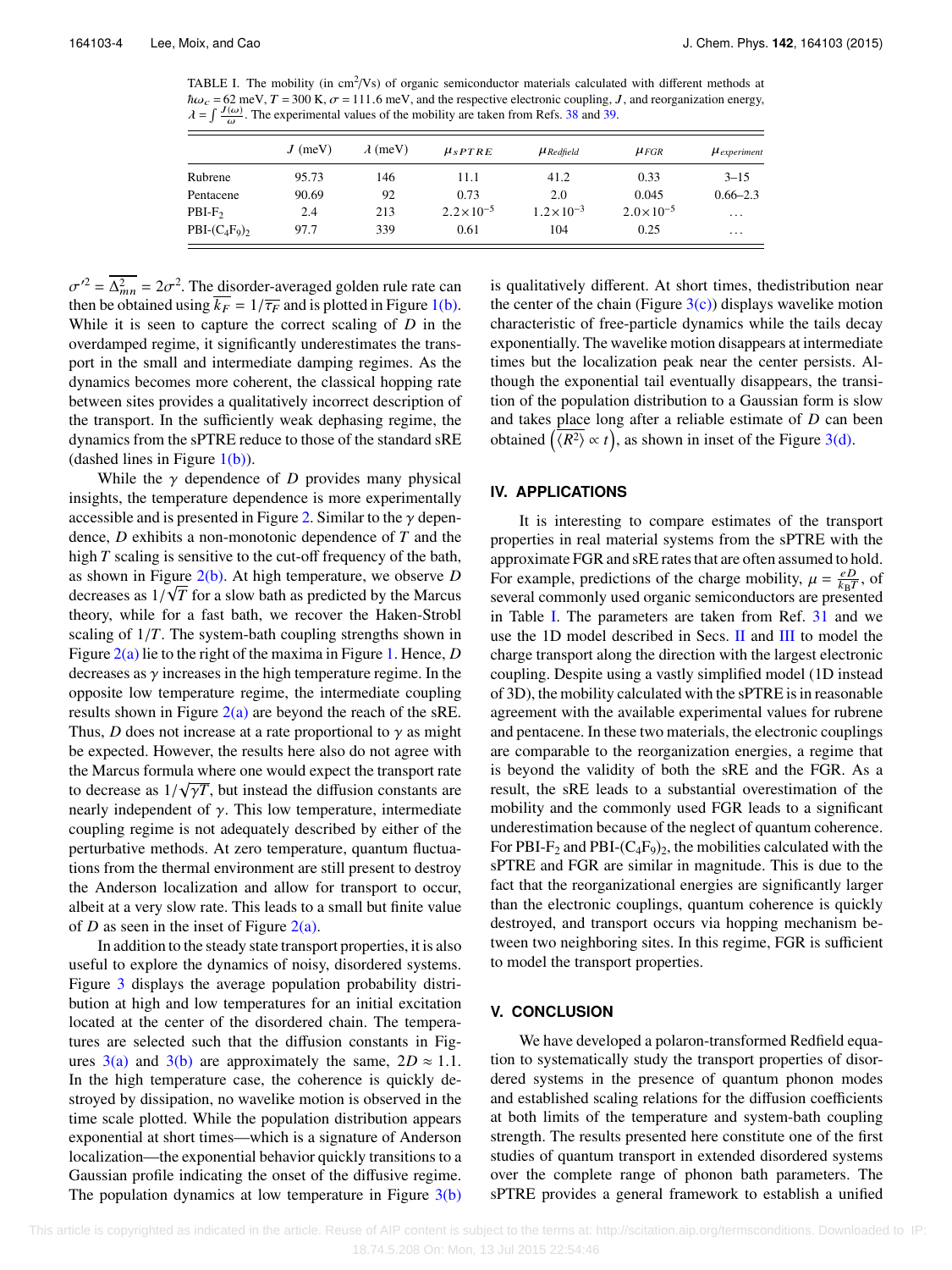TABLE I. The mobility (in $cm^2$/Vs) of organic semiconductor materials calculated with different methods at $\hbar\omega_c = 62$ meV, $T = 300$ K, $\sigma = 111.6$ meV, and the respective electronic coupling, $J$, and reorganization energy, $\lambda = \int \frac{J(\omega)}{\omega}$. The experimental values of the mobility are taken from Refs. 38 and 39.

| | $J$ (meV) | $\lambda$ (meV) | $\mu_{sPTRE}$ | $\mu_{Redfield}$ | $\mu_{FGR}$ | $\mu_{experiment}$ |
|---|---|---|---|---|---|---|
| Rubrene | 95.73 | 146 | 11.1 | 41.2 | 0.33 | 3–15 |
| Pentacene | 90.69 | 92 | 0.73 | 2.0 | 0.045 | 0.66–2.3 |
| PBI-$F_2$ | 2.4 | 213 | $2.2\times10^{-5}$ | $1.2\times10^{-3}$ | $2.0\times10^{-5}$ | … |
| PBI-$(C_4F_9)_2$ | 97.7 | 339 | 0.61 | 104 | 0.25 | … |

$\sigma'^2 = \overline{\Delta_{mn}^2} = 2\sigma^2$. The disorder-averaged golden rule rate can then be obtained using $\overline{k_F} = 1/\overline{\tau_F}$ and is plotted in Figure 1(b). While it is seen to capture the correct scaling of $D$ in the overdamped regime, it significantly underestimates the transport in the small and intermediate damping regimes. As the dynamics becomes more coherent, the classical hopping rate between sites provides a qualitatively incorrect description of the transport. In the sufficiently weak dephasing regime, the dynamics from the sPTRE reduce to those of the standard sRE (dashed lines in Figure 1(b)).

While the $\gamma$ dependence of $D$ provides many physical insights, the temperature dependence is more experimentally accessible and is presented in Figure 2. Similar to the $\gamma$ dependence, $D$ exhibits a non-monotonic dependence of $T$ and the high $T$ scaling is sensitive to the cut-off frequency of the bath, as shown in Figure 2(b). At high temperature, we observe $D$ decreases as $1/\sqrt{T}$ for a slow bath as predicted by the Marcus theory, while for a fast bath, we recover the Haken-Strobl scaling of $1/T$. The system-bath coupling strengths shown in Figure 2(a) lie to the right of the maxima in Figure 1. Hence, $D$ decreases as $\gamma$ increases in the high temperature regime. In the opposite low temperature regime, the intermediate coupling results shown in Figure 2(a) are beyond the reach of the sRE. Thus, $D$ does not increase at a rate proportional to $\gamma$ as might be expected. However, the results here also do not agree with the Marcus formula where one would expect the transport rate to decrease as $1/\sqrt{\gamma T}$, but instead the diffusion constants are nearly independent of $\gamma$. This low temperature, intermediate coupling regime is not adequately described by either of the perturbative methods. At zero temperature, quantum fluctuations from the thermal environment are still present to destroy the Anderson localization and allow for transport to occur, albeit at a very slow rate. This leads to a small but finite value of $D$ as seen in the inset of Figure 2(a).

In addition to the steady state transport properties, it is also useful to explore the dynamics of noisy, disordered systems. Figure 3 displays the average population probability distribution at high and low temperatures for an initial excitation located at the center of the disordered chain. The temperatures are selected such that the diffusion constants in Figures 3(a) and 3(b) are approximately the same, $2D \approx 1.1$. In the high temperature case, the coherence is quickly destroyed by dissipation, no wavelike motion is observed in the time scale plotted. While the population distribution appears exponential at short times—which is a signature of Anderson localization—the exponential behavior quickly transitions to a Gaussian profile indicating the onset of the diffusive regime. The population dynamics at low temperature in Figure 3(b) is qualitatively different. At short times, thedistribution near the center of the chain (Figure 3(c)) displays wavelike motion characteristic of free-particle dynamics while the tails decay exponentially. The wavelike motion disappears at intermediate times but the localization peak near the center persists. Although the exponential tail eventually disappears, the transition of the population distribution to a Gaussian form is slow and takes place long after a reliable estimate of $D$ can been obtained $\left(\overline{\langle R^2 \rangle} \propto t\right)$, as shown in inset of the Figure 3(d).

## IV. APPLICATIONS

It is interesting to compare estimates of the transport properties in real material systems from the sPTRE with the approximate FGR and sRE rates that are often assumed to hold. For example, predictions of the charge mobility, $\mu = \frac{eD}{k_B T}$, of several commonly used organic semiconductors are presented in Table I. The parameters are taken from Ref. 31 and we use the 1D model described in Secs. II and III to model the charge transport along the direction with the largest electronic coupling. Despite using a vastly simplified model (1D instead of 3D), the mobility calculated with the sPTRE is in reasonable agreement with the available experimental values for rubrene and pentacene. In these two materials, the electronic couplings are comparable to the reorganization energies, a regime that is beyond the validity of both the sRE and the FGR. As a result, the sRE leads to a substantial overestimation of the mobility and the commonly used FGR leads to a significant underestimation because of the neglect of quantum coherence. For PBI-$F_2$ and PBI-$(C_4F_9)_2$, the mobilities calculated with the sPTRE and FGR are similar in magnitude. This is due to the fact that the reorganizational energies are significantly larger than the electronic couplings, quantum coherence is quickly destroyed, and transport occurs via hopping mechanism between two neighboring sites. In this regime, FGR is sufficient to model the transport properties.

## V. CONCLUSION

We have developed a polaron-transformed Redfield equation to systematically study the transport properties of disordered systems in the presence of quantum phonon modes and established scaling relations for the diffusion coefficients at both limits of the temperature and system-bath coupling strength. The results presented here constitute one of the first studies of quantum transport in extended disordered systems over the complete range of phonon bath parameters. The sPTRE provides a general framework to establish a unified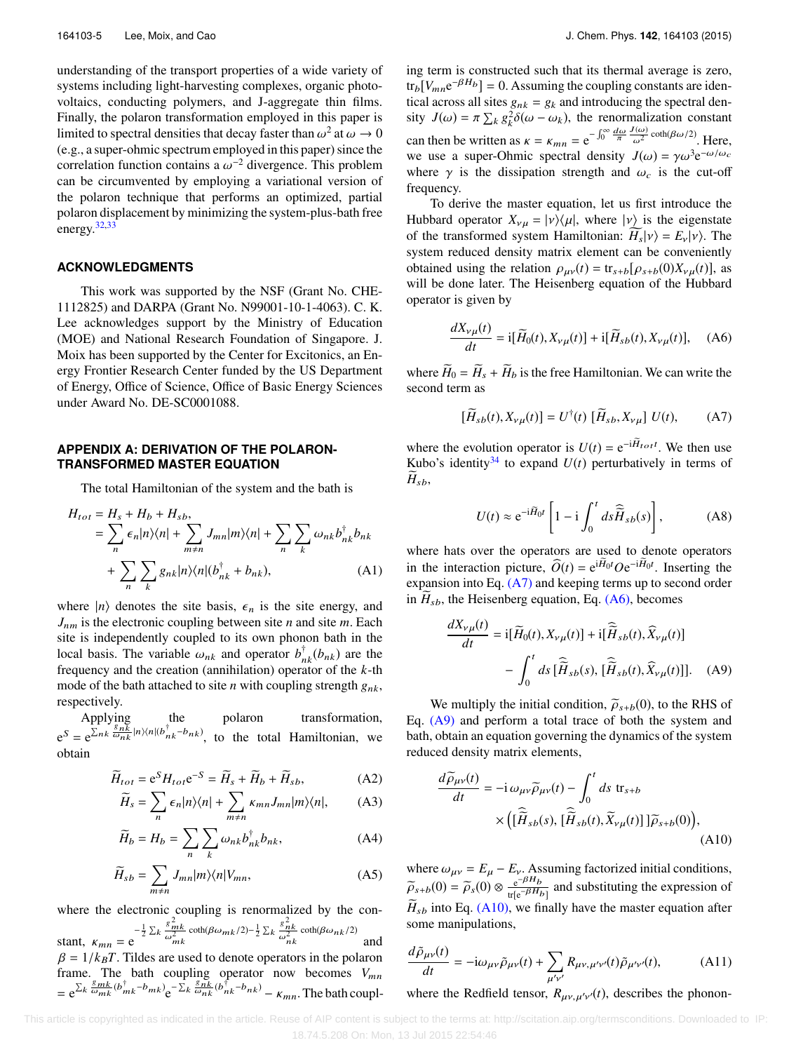understanding of the transport properties of a wide variety of systems including light-harvesting complexes, organic photovoltaics, conducting polymers, and J-aggregate thin films. Finally, the polaron transformation employed in this paper is limited to spectral densities that decay faster than $\omega^2$ at $\omega \to 0$ (e.g., a super-ohmic spectrum employed in this paper) since the correlation function contains a $\omega^{-2}$ divergence. This problem can be circumvented by employing a variational version of the polaron technique that performs an optimized, partial polaron displacement by minimizing the system-plus-bath free energy.[32,33]

## ACKNOWLEDGMENTS

This work was supported by the NSF (Grant No. CHE-1112825) and DARPA (Grant No. N99001-10-1-4063). C. K. Lee acknowledges support by the Ministry of Education (MOE) and National Research Foundation of Singapore. J. Moix has been supported by the Center for Excitonics, an Energy Frontier Research Center funded by the US Department of Energy, Office of Science, Office of Basic Energy Sciences under Award No. DE-SC0001088.

## APPENDIX A: DERIVATION OF THE POLARON-TRANSFORMED MASTER EQUATION

The total Hamiltonian of the system and the bath is

$$
\begin{aligned}
H_{tot} &= H_s + H_b + H_{sb}, \\
&= \sum_n \epsilon_n |n\rangle\langle n| + \sum_{m\neq n} J_{mn}|m\rangle\langle n| + \sum_n\sum_k \omega_{nk} b^{\dagger}_{nk} b_{nk} \\
&\quad + \sum_n\sum_k g_{nk}|n\rangle\langle n|(b^{\dagger}_{nk} + b_{nk}),
\end{aligned} \tag{A1}
$$

where $|n\rangle$ denotes the site basis, $\epsilon_n$ is the site energy, and $J_{nm}$ is the electronic coupling between site $n$ and site $m$. Each site is independently coupled to its own phonon bath in the local basis. The variable $\omega_{nk}$ and operator $b^{\dagger}_{nk}(b_{nk})$ are the frequency and the creation (annihilation) operator of the $k$-th mode of the bath attached to site $n$ with coupling strength $g_{nk}$, respectively.

Applying the polaron transformation, $e^S = e^{\sum_{nk}\frac{g_{nk}}{\omega_{nk}}|n\rangle\langle n|(b^{\dagger}_{nk} - b_{nk})}$, to the total Hamiltonian, we obtain

$$
\widetilde{H}_{tot} = e^S H_{tot} e^{-S} = \widetilde{H}_s + \widetilde{H}_b + \widetilde{H}_{sb}, \tag{A2}
$$

$$
\widetilde{H}_s = \sum_n \epsilon_n |n\rangle\langle n| + \sum_{m\neq n}\kappa_{mn}J_{mn}|m\rangle\langle n|, \tag{A3}
$$

$$
\widetilde{H}_b = H_b = \sum_n\sum_k \omega_{nk} b^{\dagger}_{nk} b_{nk}, \tag{A4}
$$

$$
\widetilde{H}_{sb} = \sum_{m\neq n} J_{mn}|m\rangle\langle n| V_{mn}, \tag{A5}
$$

where the electronic coupling is renormalized by the constant, $\kappa_{mn} = e^{-\frac{1}{2}\sum_k \frac{g^2_{mk}}{\omega^2_{mk}}\coth(\beta\omega_{mk}/2) - \frac{1}{2}\sum_k \frac{g^2_{nk}}{\omega^2_{nk}}\coth(\beta\omega_{nk}/2)}$ and $\beta = 1/k_B T$. Tildes are used to denote operators in the polaron frame. The bath coupling operator now becomes $V_{mn} = e^{\sum_k \frac{g_{mk}}{\omega_{mk}}(b^{\dagger}_{mk} - b_{mk})} e^{-\sum_k \frac{g_{nk}}{\omega_{nk}}(b^{\dagger}_{nk} - b_{nk})} - \kappa_{mn}$. The bath coupling term is constructed such that its thermal average is zero, $\mathrm{tr}_b[V_{mn}e^{-\beta H_b}] = 0$. Assuming the coupling constants are identical across all sites $g_{nk} = g_k$ and introducing the spectral density $J(\omega) = \pi\sum_k g^2_k \delta(\omega - \omega_k)$, the renormalization constant can then be written as $\kappa = \kappa_{mn} = e^{-\int_0^{\infty}\frac{d\omega}{\pi}\frac{J(\omega)}{\omega^2}\coth(\beta\omega/2)}$. Here, we use a super-Ohmic spectral density $J(\omega) = \gamma\omega^3 e^{-\omega/\omega_c}$ where $\gamma$ is the dissipation strength and $\omega_c$ is the cut-off frequency.

To derive the master equation, let us first introduce the Hubbard operator $X_{\nu\mu} = |\nu\rangle\langle\mu|$, where $|\nu\rangle$ is the eigenstate of the transformed system Hamiltonian: $\widetilde{H}_s|\nu\rangle = E_\nu|\nu\rangle$. The system reduced density matrix element can be conveniently obtained using the relation $\rho_{\mu\nu}(t) = \mathrm{tr}_{s+b}[\rho_{s+b}(0)X_{\nu\mu}(t)]$, as will be done later. The Heisenberg equation of the Hubbard operator is given by

$$
\frac{dX_{\nu\mu}(t)}{dt} = \mathrm{i}[\widetilde{H}_0(t), X_{\nu\mu}(t)] + \mathrm{i}[\widetilde{H}_{sb}(t), X_{\nu\mu}(t)], \tag{A6}
$$

where $\widetilde{H}_0 = \widetilde{H}_s + \widetilde{H}_b$ is the free Hamiltonian. We can write the second term as

$$
[\widetilde{H}_{sb}(t), X_{\nu\mu}(t)] = U^{\dagger}(t)\,[\widetilde{H}_{sb}, X_{\nu\mu}]\,U(t), \tag{A7}
$$

where the evolution operator is $U(t) = e^{-\mathrm{i}\widetilde{H}_{tot}t}$. We then use Kubo's identity[34] to expand $U(t)$ perturbatively in terms of $\widetilde{H}_{sb}$,

$$
U(t) \approx e^{-\mathrm{i}\widetilde{H}_0 t}\left[1 - \mathrm{i}\int_0^t ds\,\widehat{\widetilde{H}}_{sb}(s)\right], \tag{A8}
$$

where hats over the operators are used to denote operators in the interaction picture, $\widehat{O}(t) = e^{\mathrm{i}\widetilde{H}_0 t} O e^{-\mathrm{i}\widetilde{H}_0 t}$. Inserting the expansion into Eq. (A7) and keeping terms up to second order in $\widetilde{H}_{sb}$, the Heisenberg equation, Eq. (A6), becomes

$$
\begin{aligned}
\frac{dX_{\nu\mu}(t)}{dt} &= \mathrm{i}[\widetilde{H}_0(t), X_{\nu\mu}(t)] + \mathrm{i}[\widehat{\widetilde{H}}_{sb}(t), \widehat{X}_{\nu\mu}(t)] \\
&\quad - \int_0^t ds\,[\widehat{\widetilde{H}}_{sb}(s), [\widehat{\widetilde{H}}_{sb}(t), \widehat{X}_{\nu\mu}(t)]].
\end{aligned} \tag{A9}
$$

We multiply the initial condition, $\widetilde{\rho}_{s+b}(0)$, to the RHS of Eq. (A9) and perform a total trace of both the system and bath, obtain an equation governing the dynamics of the system reduced density matrix elements,

$$
\begin{aligned}
\frac{d\widetilde{\rho}_{\mu\nu}(t)}{dt} &= -\mathrm{i}\,\omega_{\mu\nu}\widetilde{\rho}_{\mu\nu}(t) - \int_0^t ds\ \mathrm{tr}_{s+b} \\
&\quad \times \left([\widehat{\widetilde{H}}_{sb}(s), [\widehat{\widetilde{H}}_{sb}(t), \widehat{\widetilde{X}}_{\nu\mu}(t)]]\widetilde{\rho}_{s+b}(0)\right),
\end{aligned} \tag{A10}
$$

where $\omega_{\mu\nu} = E_\mu - E_\nu$. Assuming factorized initial conditions, $\widetilde{\rho}_{s+b}(0) = \widetilde{\rho}_s(0) \otimes \frac{e^{-\beta H_b}}{\mathrm{tr}[e^{-\beta H_b}]}$ and substituting the expression of $\widetilde{H}_{sb}$ into Eq. (A10), we finally have the master equation after some manipulations,

$$
\frac{d\tilde{\rho}_{\mu\nu}(t)}{dt} = -\mathrm{i}\omega_{\mu\nu}\tilde{\rho}_{\mu\nu}(t) + \sum_{\mu'\nu'} R_{\mu\nu,\mu'\nu'}(t)\tilde{\rho}_{\mu'\nu'}(t), \tag{A11}
$$

where the Redfield tensor, $R_{\mu\nu,\mu'\nu'}(t)$, describes the phonon-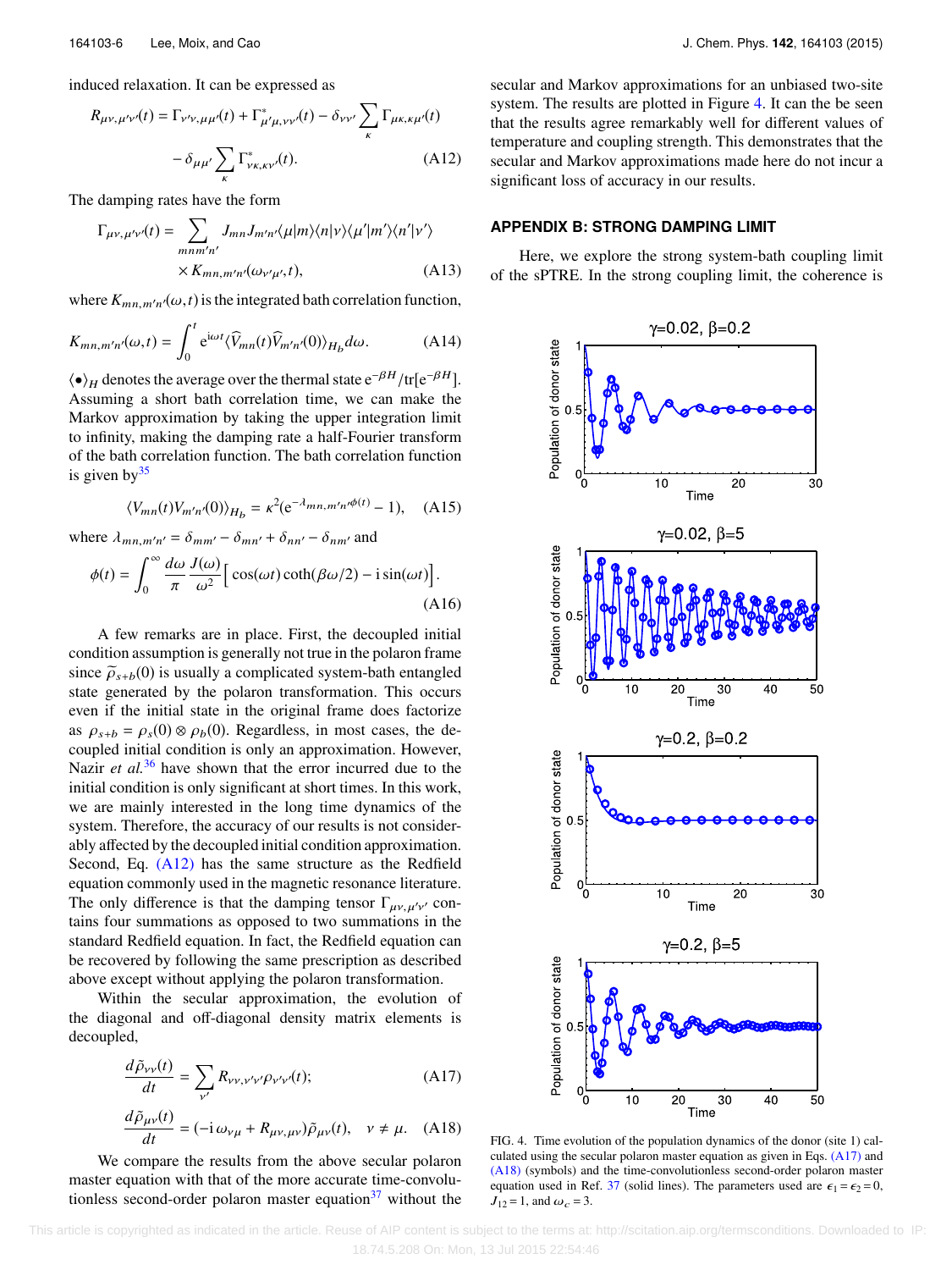induced relaxation. It can be expressed as

$$R_{\mu\nu,\mu'\nu'}(t) = \Gamma_{\nu'\nu,\mu\mu'}(t) + \Gamma^*_{\mu'\mu,\nu\nu'}(t) - \delta_{\nu\nu'} \sum_{\kappa} \Gamma_{\mu\kappa,\kappa\mu'}(t) - \delta_{\mu\mu'} \sum_{\kappa} \Gamma^*_{\nu\kappa,\kappa\nu'}(t). \quad \text{(A12)}$$

The damping rates have the form

$$\Gamma_{\mu\nu,\mu'\nu'}(t) = \sum_{mnm'n'} J_{mn} J_{m'n'} \langle \mu|m\rangle\langle n|\nu\rangle\langle \mu'|m'\rangle\langle n'|\nu'\rangle \times K_{mn,m'n'}(\omega_{\nu'\mu'}, t), \quad \text{(A13)}$$

where $K_{mn,m'n'}(\omega, t)$ is the integrated bath correlation function,

$$K_{mn,m'n'}(\omega, t) = \int_0^t e^{i\omega t} \langle \widehat{V}_{mn}(t) \widehat{V}_{m'n'}(0)\rangle_{H_b} d\omega. \quad \text{(A14)}$$

$\langle \bullet \rangle_H$ denotes the average over the thermal state $e^{-\beta H}/\mathrm{tr}[e^{-\beta H}]$. Assuming a short bath correlation time, we can make the Markov approximation by taking the upper integration limit to infinity, making the damping rate a half-Fourier transform of the bath correlation function. The bath correlation function is given by[35]

$$\langle V_{mn}(t) V_{m'n'}(0)\rangle_{H_b} = \kappa^2 (e^{-\lambda_{mn,m'n'}\phi(t)} - 1), \quad \text{(A15)}$$

where $\lambda_{mn,m'n'} = \delta_{mm'} - \delta_{mn'} + \delta_{nn'} - \delta_{nm'}$ and

$$\phi(t) = \int_0^\infty \frac{d\omega}{\pi} \frac{J(\omega)}{\omega^2} \Big[ \cos(\omega t) \coth(\beta\omega/2) - i \sin(\omega t) \Big]. \quad \text{(A16)}$$

A few remarks are in place. First, the decoupled initial condition assumption is generally not true in the polaron frame since $\widetilde{\rho}_{s+b}(0)$ is usually a complicated system-bath entangled state generated by the polaron transformation. This occurs even if the initial state in the original frame does factorize as $\rho_{s+b} = \rho_s(0) \otimes \rho_b(0)$. Regardless, in most cases, the decoupled initial condition is only an approximation. However, Nazir *et al.*[36] have shown that the error incurred due to the initial condition is only significant at short times. In this work, we are mainly interested in the long time dynamics of the system. Therefore, the accuracy of our results is not considerably affected by the decoupled initial condition approximation. Second, Eq. (A12) has the same structure as the Redfield equation commonly used in the magnetic resonance literature. The only difference is that the damping tensor $\Gamma_{\mu\nu,\mu'\nu'}$ contains four summations as opposed to two summations in the standard Redfield equation. In fact, the Redfield equation can be recovered by following the same prescription as described above except without applying the polaron transformation.

Within the secular approximation, the evolution of the diagonal and off-diagonal density matrix elements is decoupled,

$$\frac{d\tilde{\rho}_{\nu\nu}(t)}{dt} = \sum_{\nu'} R_{\nu\nu,\nu'\nu'} \rho_{\nu'\nu'}(t); \quad \text{(A17)}$$

$$\frac{d\tilde{\rho}_{\mu\nu}(t)}{dt} = (-i\,\omega_{\nu\mu} + R_{\mu\nu,\mu\nu})\tilde{\rho}_{\mu\nu}(t), \quad \nu \neq \mu. \quad \text{(A18)}$$

We compare the results from the above secular polaron master equation with that of the more accurate time-convolutionless second-order polaron master equation[37] without the secular and Markov approximations for an unbiased two-site system. The results are plotted in Figure 4. It can the be seen that the results agree remarkably well for different values of temperature and coupling strength. This demonstrates that the secular and Markov approximations made here do not incur a significant loss of accuracy in our results.

## APPENDIX B: STRONG DAMPING LIMIT

Here, we explore the strong system-bath coupling limit of the sPTRE. In the strong coupling limit, the coherence is

FIG. 4. Time evolution of the population dynamics of the donor (site 1) calculated using the secular polaron master equation as given in Eqs. (A17) and (A18) (symbols) and the time-convolutionless second-order polaron master equation used in Ref. 37 (solid lines). The parameters used are $\epsilon_1 = \epsilon_2 = 0$, $J_{12} = 1$, and $\omega_c = 3$.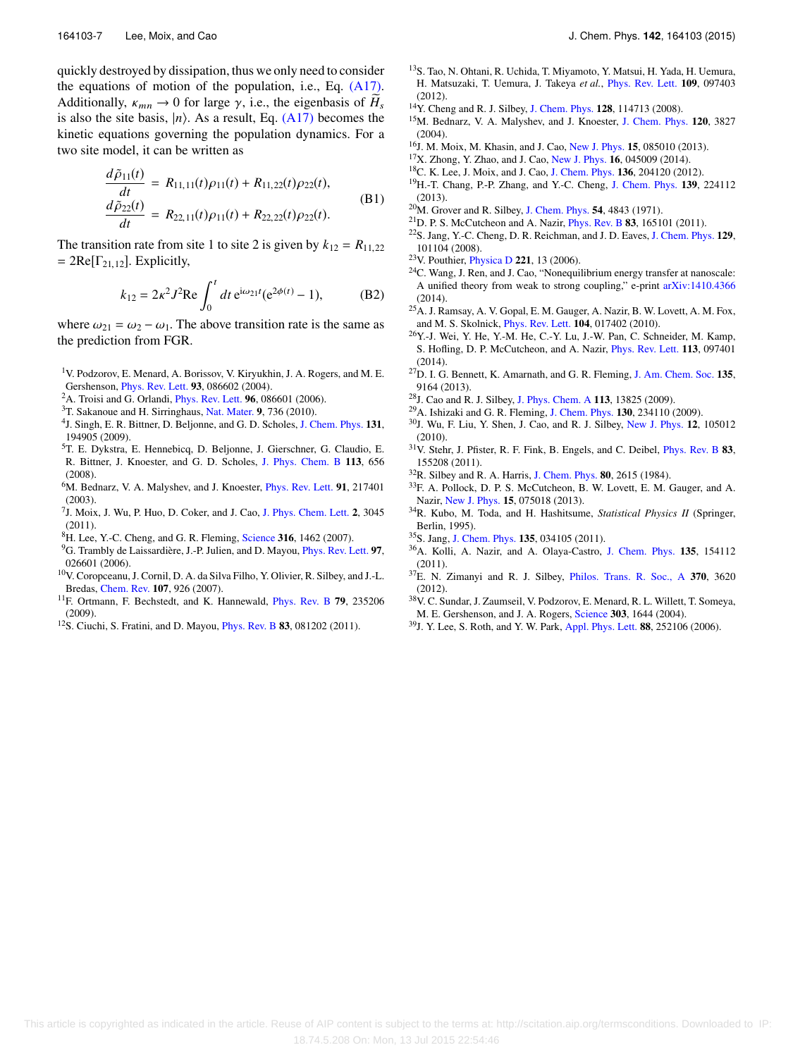quickly destroyed by dissipation, thus we only need to consider the equations of motion of the population, i.e., Eq. (A17). Additionally, $\kappa_{mn} \to 0$ for large $\gamma$, i.e., the eigenbasis of $\widetilde{H}_s$ is also the site basis, $|n\rangle$. As a result, Eq. (A17) becomes the kinetic equations governing the population dynamics. For a two site model, it can be written as

$$
\begin{aligned}
\frac{d\tilde{\rho}_{11}(t)}{dt} &= R_{11,11}(t)\rho_{11}(t) + R_{11,22}(t)\rho_{22}(t), \\
\frac{d\tilde{\rho}_{22}(t)}{dt} &= R_{22,11}(t)\rho_{11}(t) + R_{22,22}(t)\rho_{22}(t).
\end{aligned}
\tag{B1}
$$

The transition rate from site 1 to site 2 is given by $k_{12} = R_{11,22} = 2\mathrm{Re}[\Gamma_{21,12}]$. Explicitly,

$$
k_{12} = 2\kappa^2 J^2 \mathrm{Re} \int_0^t dt\, e^{i\omega_{21}t}(e^{2\phi(t)} - 1),
\tag{B2}
$$

where $\omega_{21} = \omega_2 - \omega_1$. The above transition rate is the same as the prediction from FGR.

[1] V. Podzorov, E. Menard, A. Borissov, V. Kiryukhin, J. A. Rogers, and M. E. Gershenson, Phys. Rev. Lett. **93**, 086602 (2004).
[2] A. Troisi and G. Orlandi, Phys. Rev. Lett. **96**, 086601 (2006).
[3] T. Sakanoue and H. Sirringhaus, Nat. Mater. **9**, 736 (2010).
[4] J. Singh, E. R. Bittner, D. Beljonne, and G. D. Scholes, J. Chem. Phys. **131**, 194905 (2009).
[5] T. E. Dykstra, E. Hennebicq, D. Beljonne, J. Gierschner, G. Claudio, E. R. Bittner, J. Knoester, and G. D. Scholes, J. Phys. Chem. B **113**, 656 (2008).
[6] M. Bednarz, V. A. Malyshev, and J. Knoester, Phys. Rev. Lett. **91**, 217401 (2003).
[7] J. Moix, J. Wu, P. Huo, D. Coker, and J. Cao, J. Phys. Chem. Lett. **2**, 3045 (2011).
[8] H. Lee, Y.-C. Cheng, and G. R. Fleming, Science **316**, 1462 (2007).
[9] G. Trambly de Laissardière, J.-P. Julien, and D. Mayou, Phys. Rev. Lett. **97**, 026601 (2006).
[10] V. Coropceanu, J. Cornil, D. A. da Silva Filho, Y. Olivier, R. Silbey, and J.-L. Bredas, Chem. Rev. **107**, 926 (2007).
[11] F. Ortmann, F. Bechstedt, and K. Hannewald, Phys. Rev. B **79**, 235206 (2009).
[12] S. Ciuchi, S. Fratini, and D. Mayou, Phys. Rev. B **83**, 081202 (2011).
[13] S. Tao, N. Ohtani, R. Uchida, T. Miyamoto, Y. Matsui, H. Yada, H. Uemura, H. Matsuzaki, T. Uemura, J. Takeya *et al.*, Phys. Rev. Lett. **109**, 097403 (2012).
[14] Y. Cheng and R. J. Silbey, J. Chem. Phys. **128**, 114713 (2008).
[15] M. Bednarz, V. A. Malyshev, and J. Knoester, J. Chem. Phys. **120**, 3827 (2004).
[16] J. M. Moix, M. Khasin, and J. Cao, New J. Phys. **15**, 085010 (2013).
[17] X. Zhong, Y. Zhao, and J. Cao, New J. Phys. **16**, 045009 (2014).
[18] C. K. Lee, J. Moix, and J. Cao, J. Chem. Phys. **136**, 204120 (2012).
[19] H.-T. Chang, P.-P. Zhang, and Y.-C. Cheng, J. Chem. Phys. **139**, 224112 (2013).
[20] M. Grover and R. Silbey, J. Chem. Phys. **54**, 4843 (1971).
[21] D. P. S. McCutcheon and A. Nazir, Phys. Rev. B **83**, 165101 (2011).
[22] S. Jang, Y.-C. Cheng, D. R. Reichman, and J. D. Eaves, J. Chem. Phys. **129**, 101104 (2008).
[23] V. Pouthier, Physica D **221**, 13 (2006).
[24] C. Wang, J. Ren, and J. Cao, "Nonequilibrium energy transfer at nanoscale: A unified theory from weak to strong coupling," e-print arXiv:1410.4366 (2014).
[25] A. J. Ramsay, A. V. Gopal, E. M. Gauger, A. Nazir, B. W. Lovett, A. M. Fox, and M. S. Skolnick, Phys. Rev. Lett. **104**, 017402 (2010).
[26] Y.-J. Wei, Y. He, Y.-M. He, C.-Y. Lu, J.-W. Pan, C. Schneider, M. Kamp, S. Hofling, D. P. McCutcheon, and A. Nazir, Phys. Rev. Lett. **113**, 097401 (2014).
[27] D. I. G. Bennett, K. Amarnath, and G. R. Fleming, J. Am. Chem. Soc. **135**, 9164 (2013).
[28] J. Cao and R. J. Silbey, J. Phys. Chem. A **113**, 13825 (2009).
[29] A. Ishizaki and G. R. Fleming, J. Chem. Phys. **130**, 234110 (2009).
[30] J. Wu, F. Liu, Y. Shen, J. Cao, and R. J. Silbey, New J. Phys. **12**, 105012 (2010).
[31] V. Stehr, J. Pfister, R. F. Fink, B. Engels, and C. Deibel, Phys. Rev. B **83**, 155208 (2011).
[32] R. Silbey and R. A. Harris, J. Chem. Phys. **80**, 2615 (1984).
[33] F. A. Pollock, D. P. S. McCutcheon, B. W. Lovett, E. M. Gauger, and A. Nazir, New J. Phys. **15**, 075018 (2013).
[34] R. Kubo, M. Toda, and H. Hashitsume, *Statistical Physics II* (Springer, Berlin, 1995).
[35] S. Jang, J. Chem. Phys. **135**, 034105 (2011).
[36] A. Kolli, A. Nazir, and A. Olaya-Castro, J. Chem. Phys. **135**, 154112 (2011).
[37] E. N. Zimanyi and R. J. Silbey, Philos. Trans. R. Soc., A **370**, 3620 (2012).
[38] V. C. Sundar, J. Zaumseil, V. Podzorov, E. Menard, R. L. Willett, T. Someya, M. E. Gershenson, and J. A. Rogers, Science **303**, 1644 (2004).
[39] J. Y. Lee, S. Roth, and Y. W. Park, Appl. Phys. Lett. **88**, 252106 (2006).